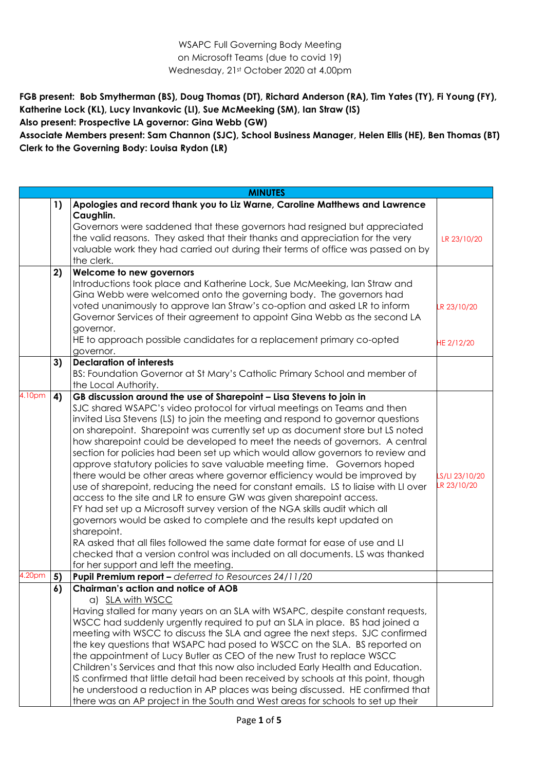WSAPC Full Governing Body Meeting
on Microsoft Teams (due to covid 19)
Wednesday, 21st October 2020 at 4.00pm

**FGB present: Bob Smytherman (BS), Doug Thomas (DT), Richard Anderson (RA), Tim Yates (TY), Fi Young (FY), Katherine Lock (KL), Lucy Invankovic (LI), Sue McMeeking (SM), Ian Straw (IS)**
**Also present: Prospective LA governor: Gina Webb (GW)**
**Associate Members present: Sam Channon (SJC), School Business Manager, Helen Ellis (HE), Ben Thomas (BT)**
**Clerk to the Governing Body: Louisa Rydon (LR)**

| | | **MINUTES** | |
|---|---|---|---|
| | **1)** | **Apologies and record thank you to Liz Warne, Caroline Matthews and Lawrence Caughlin.**<br>Governors were saddened that these governors had resigned but appreciated the valid reasons. They asked that their thanks and appreciation for the very valuable work they had carried out during their terms of office was passed on by the clerk. | LR 23/10/20 |
| | **2)** | **Welcome to new governors**<br>Introductions took place and Katherine Lock, Sue McMeeking, Ian Straw and Gina Webb were welcomed onto the governing body. The governors had voted unanimously to approve Ian Straw's co-option and asked LR to inform Governor Services of their agreement to appoint Gina Webb as the second LA governor.<br>HE to approach possible candidates for a replacement primary co-opted governor. | LR 23/10/20<br><br>HE 2/12/20 |
| | **3)** | **Declaration of interests**<br>BS: Foundation Governor at St Mary's Catholic Primary School and member of the Local Authority. | |
| 4.10pm | **4)** | **GB discussion around the use of Sharepoint – Lisa Stevens to join in**<br>SJC shared WSAPC's video protocol for virtual meetings on Teams and then invited Lisa Stevens (LS) to join the meeting and respond to governor questions on sharepoint. Sharepoint was currently set up as document store but LS noted how sharepoint could be developed to meet the needs of governors. A central section for policies had been set up which would allow governors to review and approve statutory policies to save valuable meeting time. Governors hoped there would be other areas where governor efficiency would be improved by use of sharepoint, reducing the need for constant emails. LS to liaise with LI over access to the site and LR to ensure GW was given sharepoint access.<br>FY had set up a Microsoft survey version of the NGA skills audit which all governors would be asked to complete and the results kept updated on sharepoint.<br>RA asked that all files followed the same date format for ease of use and LI checked that a version control was included on all documents. LS was thanked for her support and left the meeting. | LS/LI 23/10/20<br>LR 23/10/20 |
| 4.20pm | **5)** | **Pupil Premium report –** *deferred to Resources 24/11/20* | |
| | **6)** | **Chairman's action and notice of AOB**<br>a) SLA with WSCC<br>Having stalled for many years on an SLA with WSAPC, despite constant requests, WSCC had suddenly urgently required to put an SLA in place. BS had joined a meeting with WSCC to discuss the SLA and agree the next steps. SJC confirmed the key questions that WSAPC had posed to WSCC on the SLA. BS reported on the appointment of Lucy Butler as CEO of the new Trust to replace WSCC Children's Services and that this now also included Early Health and Education. IS confirmed that little detail had been received by schools at this point, though he understood a reduction in AP places was being discussed. HE confirmed that there was an AP project in the South and West areas for schools to set up their | |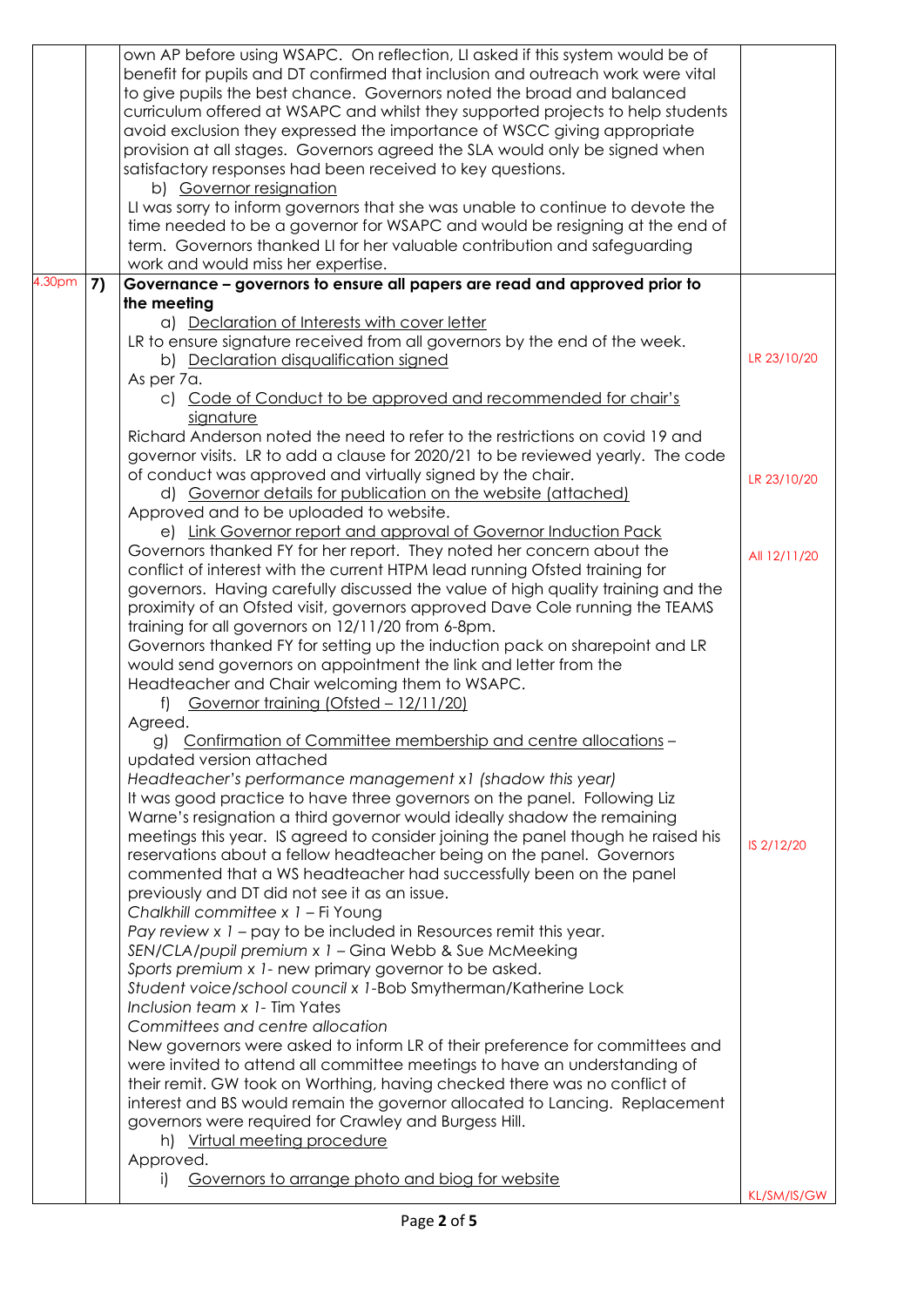| | | | |
|---|---|---|---|
| | | own AP before using WSAPC. On reflection, LI asked if this system would be of benefit for pupils and DT confirmed that inclusion and outreach work were vital to give pupils the best chance. Governors noted the broad and balanced curriculum offered at WSAPC and whilst they supported projects to help students avoid exclusion they expressed the importance of WSCC giving appropriate provision at all stages. Governors agreed the SLA would only be signed when satisfactory responses had been received to key questions.<br>b) Governor resignation<br>LI was sorry to inform governors that she was unable to continue to devote the time needed to be a governor for WSAPC and would be resigning at the end of term. Governors thanked LI for her valuable contribution and safeguarding work and would miss her expertise. | |
| 4.30pm | 7) | **Governance – governors to ensure all papers are read and approved prior to the meeting**<br>a) Declaration of Interests with cover letter<br>LR to ensure signature received from all governors by the end of the week.<br>b) Declaration disqualification signed<br>As per 7a.<br>c) Code of Conduct to be approved and recommended for chair's signature<br>Richard Anderson noted the need to refer to the restrictions on covid 19 and governor visits. LR to add a clause for 2020/21 to be reviewed yearly. The code of conduct was approved and virtually signed by the chair.<br>d) Governor details for publication on the website (attached)<br>Approved and to be uploaded to website.<br>e) Link Governor report and approval of Governor Induction Pack<br>Governors thanked FY for her report. They noted her concern about the conflict of interest with the current HTPM lead running Ofsted training for governors. Having carefully discussed the value of high quality training and the proximity of an Ofsted visit, governors approved Dave Cole running the TEAMS training for all governors on 12/11/20 from 6-8pm.<br>Governors thanked FY for setting up the induction pack on sharepoint and LR would send governors on appointment the link and letter from the Headteacher and Chair welcoming them to WSAPC.<br>f) Governor training (Ofsted – 12/11/20)<br>Agreed.<br>g) Confirmation of Committee membership and centre allocations – updated version attached<br>*Headteacher's performance management x1 (shadow this year)*<br>It was good practice to have three governors on the panel. Following Liz Warne's resignation a third governor would ideally shadow the remaining meetings this year. IS agreed to consider joining the panel though he raised his reservations about a fellow headteacher being on the panel. Governors commented that a WS headteacher had successfully been on the panel previously and DT did not see it as an issue.<br>*Chalkhill committee x 1* – Fi Young<br>*Pay review x 1* – pay to be included in Resources remit this year.<br>*SEN/CLA/pupil premium x 1* – Gina Webb & Sue McMeeking<br>*Sports premium x 1*- new primary governor to be asked.<br>*Student voice/school council x 1*-Bob Smytherman/Katherine Lock<br>*Inclusion team x 1*- Tim Yates<br>*Committees and centre allocation*<br>New governors were asked to inform LR of their preference for committees and were invited to attend all committee meetings to have an understanding of their remit. GW took on Worthing, having checked there was no conflict of interest and BS would remain the governor allocated to Lancing. Replacement governors were required for Crawley and Burgess Hill.<br>h) Virtual meeting procedure<br>Approved.<br>i) Governors to arrange photo and biog for website | LR 23/10/20<br><br>LR 23/10/20<br><br>All 12/11/20<br><br>IS 2/12/20<br><br>KL/SM/IS/GW |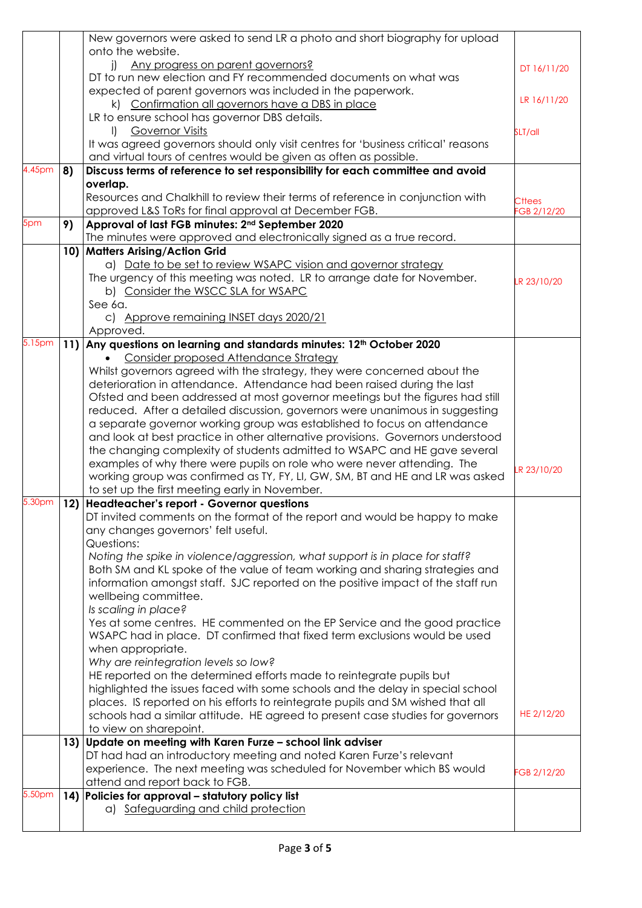| | | | |
|---|---|---|---|
| | | New governors were asked to send LR a photo and short biography for upload onto the website.<br>j) Any progress on parent governors?<br>DT to run new election and FY recommended documents on what was expected of parent governors was included in the paperwork.<br>k) Confirmation all governors have a DBS in place<br>LR to ensure school has governor DBS details.<br>l) Governor Visits<br>It was agreed governors should only visit centres for 'business critical' reasons and virtual tours of centres would be given as often as possible. | DT 16/11/20<br><br>LR 16/11/20<br><br>SLT/all |
| 4.45pm | 8) | **Discuss terms of reference to set responsibility for each committee and avoid overlap.**<br>Resources and Chalkhill to review their terms of reference in conjunction with approved L&S ToRs for final approval at December FGB. | Cttees<br>FGB 2/12/20 |
| 5pm | 9) | **Approval of last FGB minutes: 2nd September 2020**<br>The minutes were approved and electronically signed as a true record. | |
| | 10) | **Matters Arising/Action Grid**<br>a) Date to be set to review WSAPC vision and governor strategy<br>The urgency of this meeting was noted. LR to arrange date for November.<br>b) Consider the WSCC SLA for WSAPC<br>See 6a.<br>c) Approve remaining INSET days 2020/21<br>Approved. | LR 23/10/20 |
| 5.15pm | 11) | **Any questions on learning and standards minutes: 12th October 2020**<br>• Consider proposed Attendance Strategy<br>Whilst governors agreed with the strategy, they were concerned about the deterioration in attendance. Attendance had been raised during the last Ofsted and been addressed at most governor meetings but the figures had still reduced. After a detailed discussion, governors were unanimous in suggesting a separate governor working group was established to focus on attendance and look at best practice in other alternative provisions. Governors understood the changing complexity of students admitted to WSAPC and HE gave several examples of why there were pupils on role who were never attending. The working group was confirmed as TY, FY, LI, GW, SM, BT and HE and LR was asked to set up the first meeting early in November. | LR 23/10/20 |
| 5.30pm | 12) | **Headteacher's report - Governor questions**<br>DT invited comments on the format of the report and would be happy to make any changes governors' felt useful.<br>Questions:<br>*Noting the spike in violence/aggression, what support is in place for staff?*<br>Both SM and KL spoke of the value of team working and sharing strategies and information amongst staff. SJC reported on the positive impact of the staff run wellbeing committee.<br>*Is scaling in place?*<br>Yes at some centres. HE commented on the EP Service and the good practice WSAPC had in place. DT confirmed that fixed term exclusions would be used when appropriate.<br>*Why are reintegration levels so low?*<br>HE reported on the determined efforts made to reintegrate pupils but highlighted the issues faced with some schools and the delay in special school places. IS reported on his efforts to reintegrate pupils and SM wished that all schools had a similar attitude. HE agreed to present case studies for governors to view on sharepoint. | HE 2/12/20 |
| | 13) | **Update on meeting with Karen Furze – school link adviser**<br>DT had had an introductory meeting and noted Karen Furze's relevant experience. The next meeting was scheduled for November which BS would attend and report back to FGB. | FGB 2/12/20 |
| 5.50pm | 14) | **Policies for approval – statutory policy list**<br>a) Safeguarding and child protection | |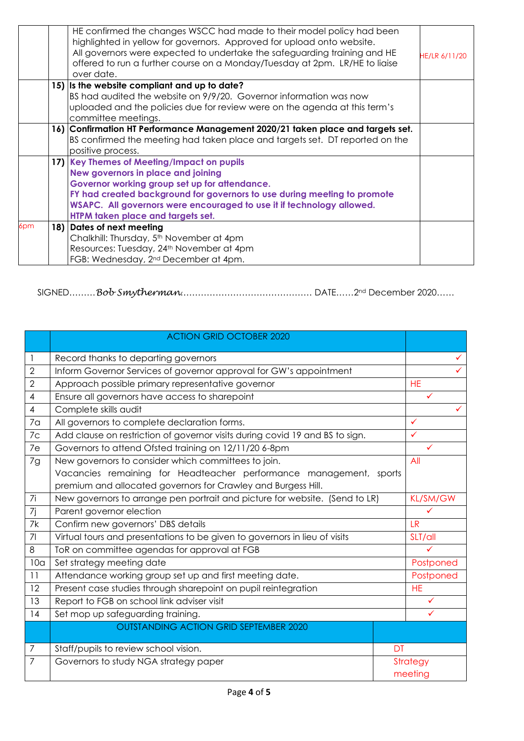| | | | |
|---|---|---|---|
| | | HE confirmed the changes WSCC had made to their model policy had been highlighted in yellow for governors. Approved for upload onto website. All governors were expected to undertake the safeguarding training and HE offered to run a further course on a Monday/Tuesday at 2pm. LR/HE to liaise over date. | HE/LR 6/11/20 |
| | 15) | **Is the website compliant and up to date?** BS had audited the website on 9/9/20. Governor information was now uploaded and the policies due for review were on the agenda at this term's committee meetings. | |
| | 16) | **Confirmation HT Performance Management 2020/21 taken place and targets set.** BS confirmed the meeting had taken place and targets set. DT reported on the positive process. | |
| | 17) | **Key Themes of Meeting/Impact on pupils** **New governors in place and joining** **Governor working group set up for attendance.** **FY had created background for governors to use during meeting to promote WSAPC. All governors were encouraged to use it if technology allowed.** **HTPM taken place and targets set.** | |
| 6pm | 18) | **Dates of next meeting** Chalkhill: Thursday, 5th November at 4pm Resources: Tuesday, 24th November at 4pm FGB: Wednesday, 2nd December at 4pm. | |

SIGNED………*Bob Smytherman*……………………………………… DATE……2nd December 2020……

| | ACTION GRID OCTOBER 2020 | |
|---|---|---|
| 1 | Record thanks to departing governors | ✓ |
| 2 | Inform Governor Services of governor approval for GW's appointment | ✓ |
| 2 | Approach possible primary representative governor | HE |
| 4 | Ensure all governors have access to sharepoint | ✓ |
| 4 | Complete skills audit | ✓ |
| 7a | All governors to complete declaration forms. | ✓ |
| 7c | Add clause on restriction of governor visits during covid 19 and BS to sign. | ✓ |
| 7e | Governors to attend Ofsted training on 12/11/20 6-8pm | ✓ |
| 7g | New governors to consider which committees to join. Vacancies remaining for Headteacher performance management, sports premium and allocated governors for Crawley and Burgess Hill. | All |
| 7i | New governors to arrange pen portrait and picture for website. (Send to LR) | KL/SM/GW |
| 7j | Parent governor election | ✓ |
| 7k | Confirm new governors' DBS details | LR |
| 7l | Virtual tours and presentations to be given to governors in lieu of visits | SLT/all |
| 8 | ToR on committee agendas for approval at FGB | ✓ |
| 10a | Set strategy meeting date | Postponed |
| 11 | Attendance working group set up and first meeting date. | Postponed |
| 12 | Present case studies through sharepoint on pupil reintegration | HE |
| 13 | Report to FGB on school link adviser visit | ✓ |
| 14 | Set mop up safeguarding training. | ✓ |

| | OUTSTANDING ACTION GRID SEPTEMBER 2020 | |
|---|---|---|
| 7 | Staff/pupils to review school vision. | DT |
| 7 | Governors to study NGA strategy paper | Strategy meeting |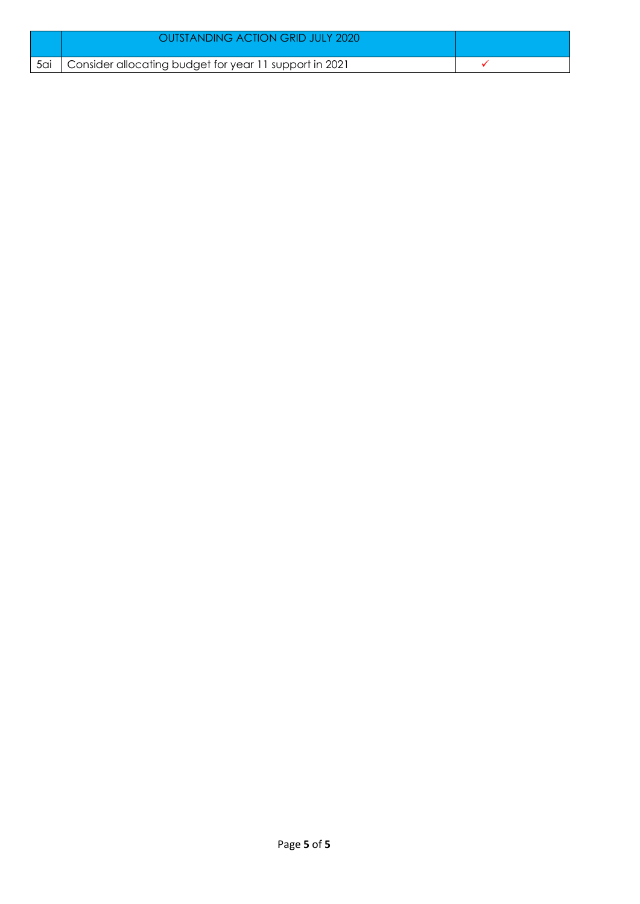| | OUTSTANDING ACTION GRID JULY 2020 | |
|---|---|---|
| 5ai | Consider allocating budget for year 11 support in 2021 | ✓ |